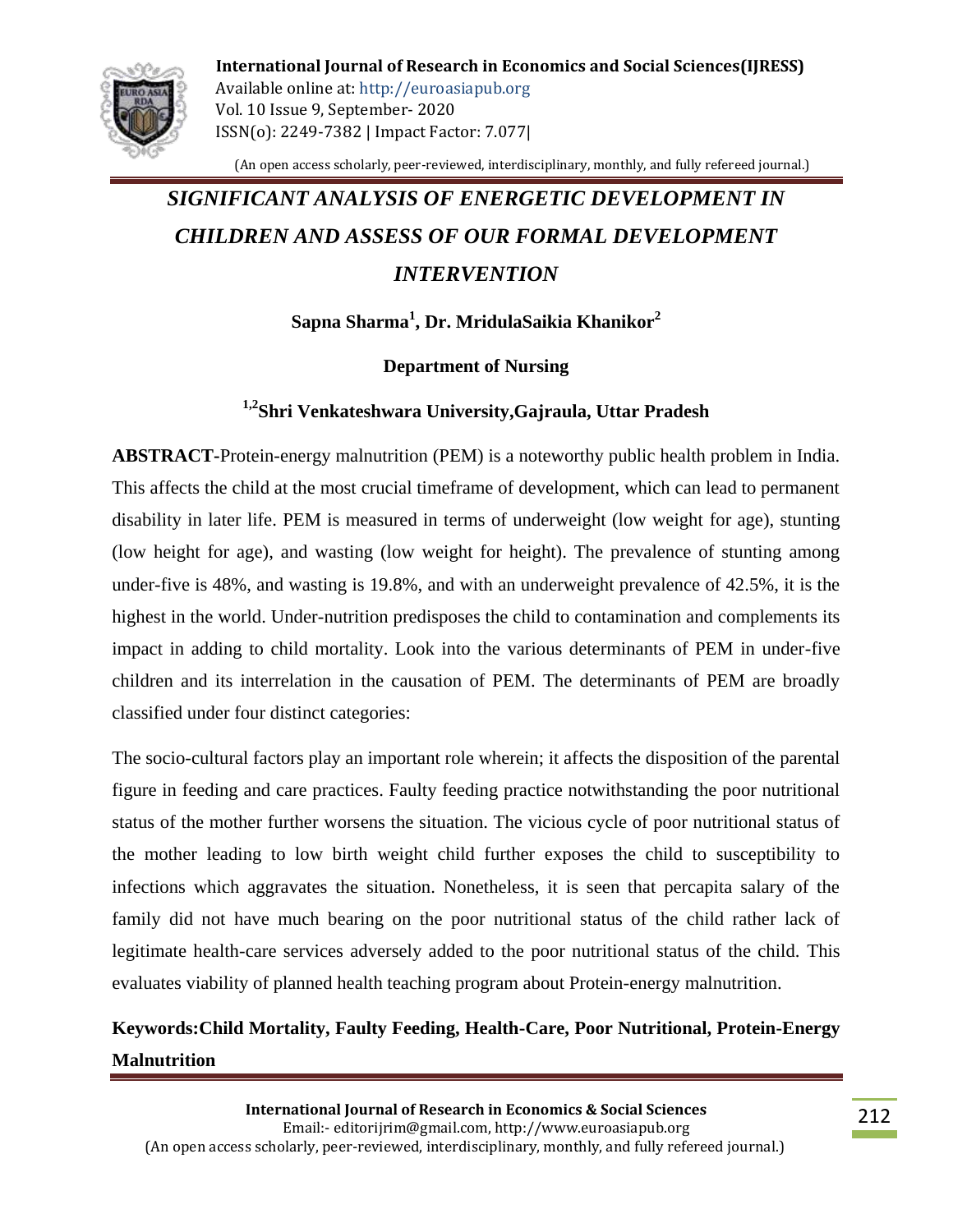# *SIGNIFICANT ANALYSIS OF ENERGETIC DEVELOPMENT IN CHILDREN AND ASSESS OF OUR FORMAL DEVELOPMENT INTERVENTION*

**Sapna Sharma[1], Dr. MridulaSaikia Khanikor[2]**

**Department of Nursing**

**[1,2]Shri Venkateshwara University,Gajraula, Uttar Pradesh**

**ABSTRACT**-Protein-energy malnutrition (PEM) is a noteworthy public health problem in India. This affects the child at the most crucial timeframe of development, which can lead to permanent disability in later life. PEM is measured in terms of underweight (low weight for age), stunting (low height for age), and wasting (low weight for height). The prevalence of stunting among under-five is 48%, and wasting is 19.8%, and with an underweight prevalence of 42.5%, it is the highest in the world. Under-nutrition predisposes the child to contamination and complements its impact in adding to child mortality. Look into the various determinants of PEM in under-five children and its interrelation in the causation of PEM. The determinants of PEM are broadly classified under four distinct categories:

The socio-cultural factors play an important role wherein; it affects the disposition of the parental figure in feeding and care practices. Faulty feeding practice notwithstanding the poor nutritional status of the mother further worsens the situation. The vicious cycle of poor nutritional status of the mother leading to low birth weight child further exposes the child to susceptibility to infections which aggravates the situation. Nonetheless, it is seen that percapita salary of the family did not have much bearing on the poor nutritional status of the child rather lack of legitimate health-care services adversely added to the poor nutritional status of the child. This evaluates viability of planned health teaching program about Protein-energy malnutrition.

**Keywords:Child Mortality, Faulty Feeding, Health-Care, Poor Nutritional, Protein-Energy Malnutrition**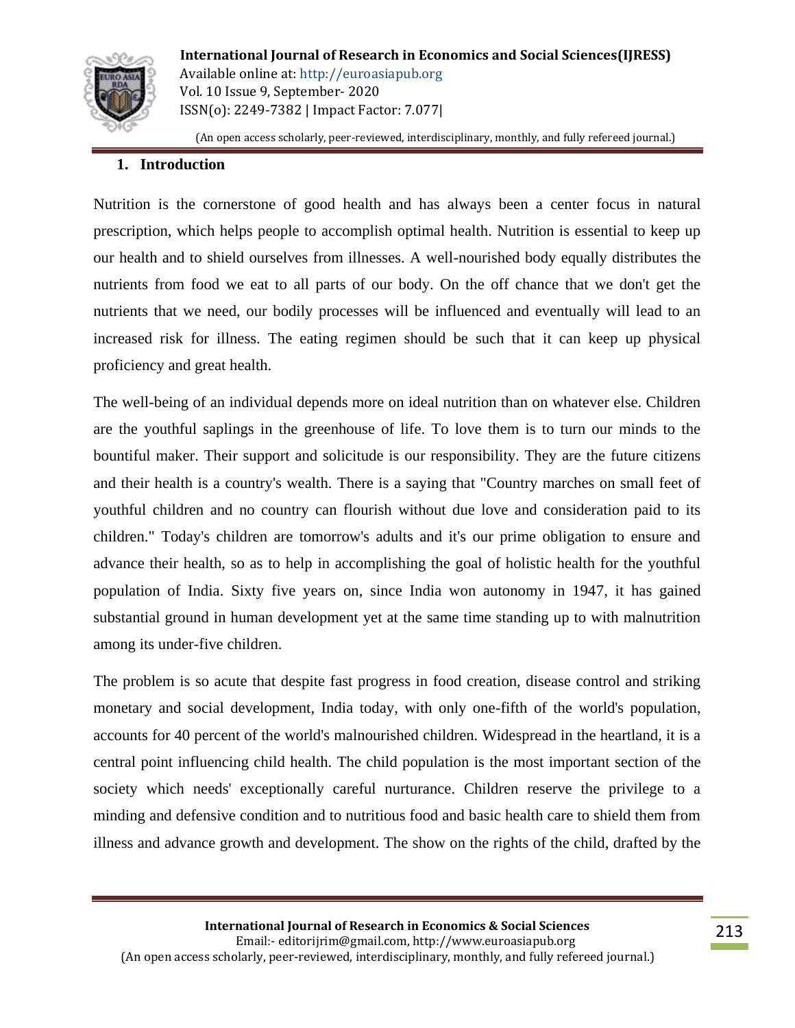## 1. Introduction

Nutrition is the cornerstone of good health and has always been a center focus in natural prescription, which helps people to accomplish optimal health. Nutrition is essential to keep up our health and to shield ourselves from illnesses. A well-nourished body equally distributes the nutrients from food we eat to all parts of our body. On the off chance that we don't get the nutrients that we need, our bodily processes will be influenced and eventually will lead to an increased risk for illness. The eating regimen should be such that it can keep up physical proficiency and great health.

The well-being of an individual depends more on ideal nutrition than on whatever else. Children are the youthful saplings in the greenhouse of life. To love them is to turn our minds to the bountiful maker. Their support and solicitude is our responsibility. They are the future citizens and their health is a country's wealth. There is a saying that "Country marches on small feet of youthful children and no country can flourish without due love and consideration paid to its children." Today's children are tomorrow's adults and it's our prime obligation to ensure and advance their health, so as to help in accomplishing the goal of holistic health for the youthful population of India. Sixty five years on, since India won autonomy in 1947, it has gained substantial ground in human development yet at the same time standing up to with malnutrition among its under-five children.

The problem is so acute that despite fast progress in food creation, disease control and striking monetary and social development, India today, with only one-fifth of the world's population, accounts for 40 percent of the world's malnourished children. Widespread in the heartland, it is a central point influencing child health. The child population is the most important section of the society which needs' exceptionally careful nurturance. Children reserve the privilege to a minding and defensive condition and to nutritious food and basic health care to shield them from illness and advance growth and development. The show on the rights of the child, drafted by the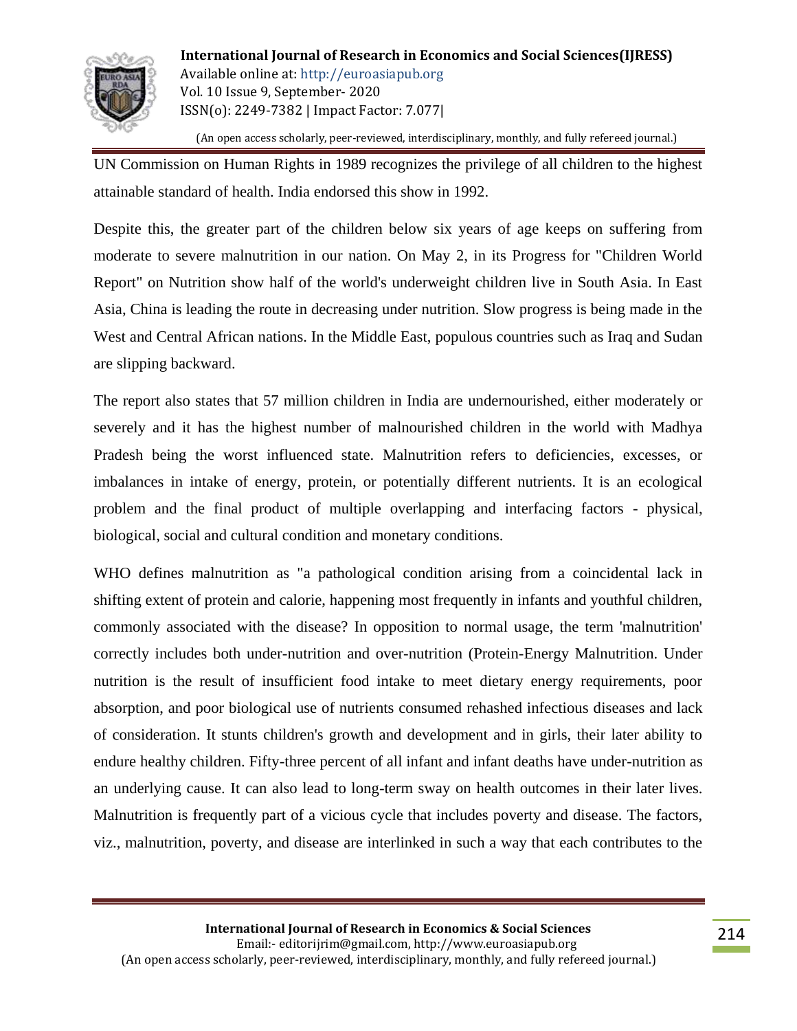UN Commission on Human Rights in 1989 recognizes the privilege of all children to the highest attainable standard of health. India endorsed this show in 1992.

Despite this, the greater part of the children below six years of age keeps on suffering from moderate to severe malnutrition in our nation. On May 2, in its Progress for "Children World Report" on Nutrition show half of the world's underweight children live in South Asia. In East Asia, China is leading the route in decreasing under nutrition. Slow progress is being made in the West and Central African nations. In the Middle East, populous countries such as Iraq and Sudan are slipping backward.

The report also states that 57 million children in India are undernourished, either moderately or severely and it has the highest number of malnourished children in the world with Madhya Pradesh being the worst influenced state. Malnutrition refers to deficiencies, excesses, or imbalances in intake of energy, protein, or potentially different nutrients. It is an ecological problem and the final product of multiple overlapping and interfacing factors - physical, biological, social and cultural condition and monetary conditions.

WHO defines malnutrition as "a pathological condition arising from a coincidental lack in shifting extent of protein and calorie, happening most frequently in infants and youthful children, commonly associated with the disease? In opposition to normal usage, the term 'malnutrition' correctly includes both under-nutrition and over-nutrition (Protein-Energy Malnutrition. Under nutrition is the result of insufficient food intake to meet dietary energy requirements, poor absorption, and poor biological use of nutrients consumed rehashed infectious diseases and lack of consideration. It stunts children's growth and development and in girls, their later ability to endure healthy children. Fifty-three percent of all infant and infant deaths have under-nutrition as an underlying cause. It can also lead to long-term sway on health outcomes in their later lives. Malnutrition is frequently part of a vicious cycle that includes poverty and disease. The factors, viz., malnutrition, poverty, and disease are interlinked in such a way that each contributes to the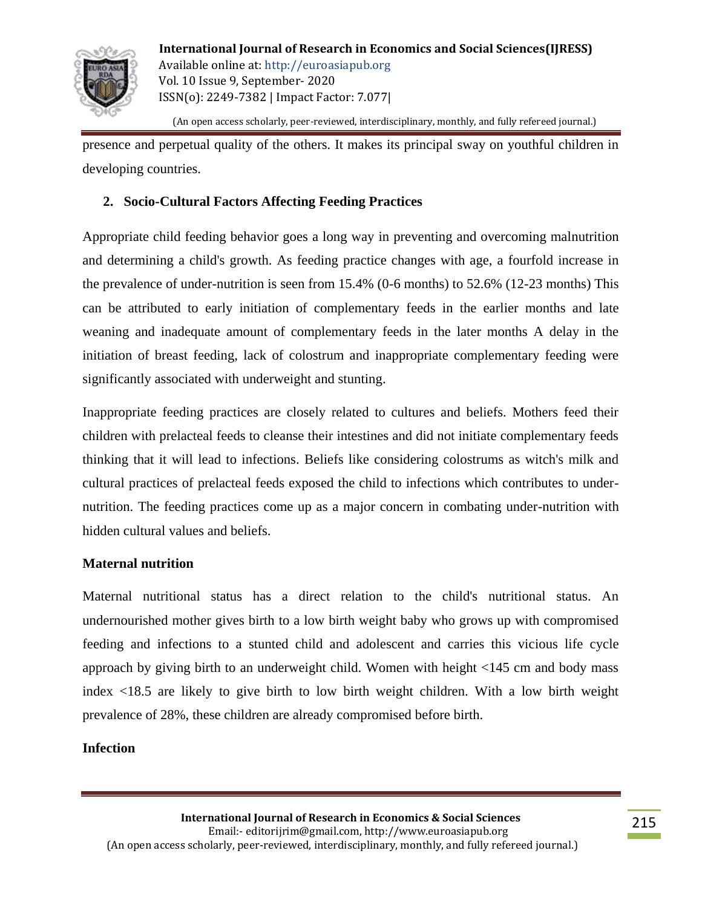presence and perpetual quality of the others. It makes its principal sway on youthful children in developing countries.

## 2. Socio-Cultural Factors Affecting Feeding Practices

Appropriate child feeding behavior goes a long way in preventing and overcoming malnutrition and determining a child's growth. As feeding practice changes with age, a fourfold increase in the prevalence of under-nutrition is seen from 15.4% (0-6 months) to 52.6% (12-23 months) This can be attributed to early initiation of complementary feeds in the earlier months and late weaning and inadequate amount of complementary feeds in the later months A delay in the initiation of breast feeding, lack of colostrum and inappropriate complementary feeding were significantly associated with underweight and stunting.

Inappropriate feeding practices are closely related to cultures and beliefs. Mothers feed their children with prelacteal feeds to cleanse their intestines and did not initiate complementary feeds thinking that it will lead to infections. Beliefs like considering colostrums as witch's milk and cultural practices of prelacteal feeds exposed the child to infections which contributes to under-nutrition. The feeding practices come up as a major concern in combating under-nutrition with hidden cultural values and beliefs.

### Maternal nutrition

Maternal nutritional status has a direct relation to the child's nutritional status. An undernourished mother gives birth to a low birth weight baby who grows up with compromised feeding and infections to a stunted child and adolescent and carries this vicious life cycle approach by giving birth to an underweight child. Women with height <145 cm and body mass index <18.5 are likely to give birth to low birth weight children. With a low birth weight prevalence of 28%, these children are already compromised before birth.

### Infection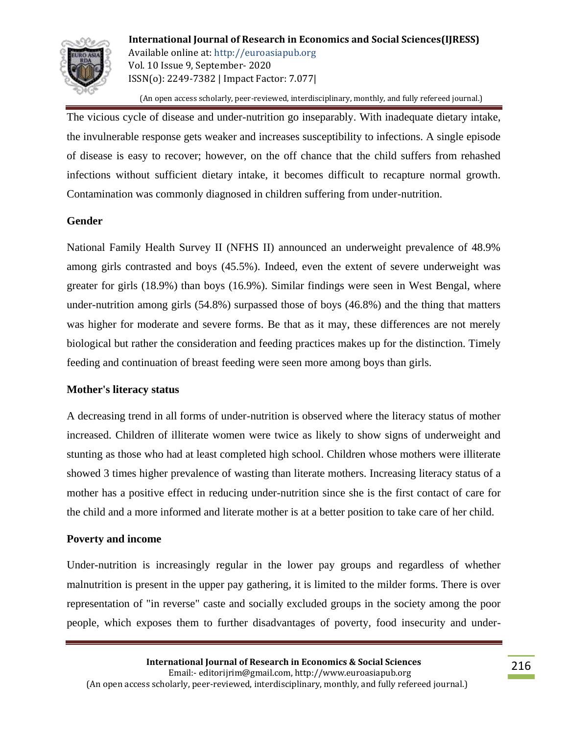The vicious cycle of disease and under-nutrition go inseparably. With inadequate dietary intake, the invulnerable response gets weaker and increases susceptibility to infections. A single episode of disease is easy to recover; however, on the off chance that the child suffers from rehashed infections without sufficient dietary intake, it becomes difficult to recapture normal growth. Contamination was commonly diagnosed in children suffering from under-nutrition.

**Gender**

National Family Health Survey II (NFHS II) announced an underweight prevalence of 48.9% among girls contrasted and boys (45.5%). Indeed, even the extent of severe underweight was greater for girls (18.9%) than boys (16.9%). Similar findings were seen in West Bengal, where under-nutrition among girls (54.8%) surpassed those of boys (46.8%) and the thing that matters was higher for moderate and severe forms. Be that as it may, these differences are not merely biological but rather the consideration and feeding practices makes up for the distinction. Timely feeding and continuation of breast feeding were seen more among boys than girls.

**Mother's literacy status**

A decreasing trend in all forms of under-nutrition is observed where the literacy status of mother increased. Children of illiterate women were twice as likely to show signs of underweight and stunting as those who had at least completed high school. Children whose mothers were illiterate showed 3 times higher prevalence of wasting than literate mothers. Increasing literacy status of a mother has a positive effect in reducing under-nutrition since she is the first contact of care for the child and a more informed and literate mother is at a better position to take care of her child.

**Poverty and income**

Under-nutrition is increasingly regular in the lower pay groups and regardless of whether malnutrition is present in the upper pay gathering, it is limited to the milder forms. There is over representation of "in reverse" caste and socially excluded groups in the society among the poor people, which exposes them to further disadvantages of poverty, food insecurity and under-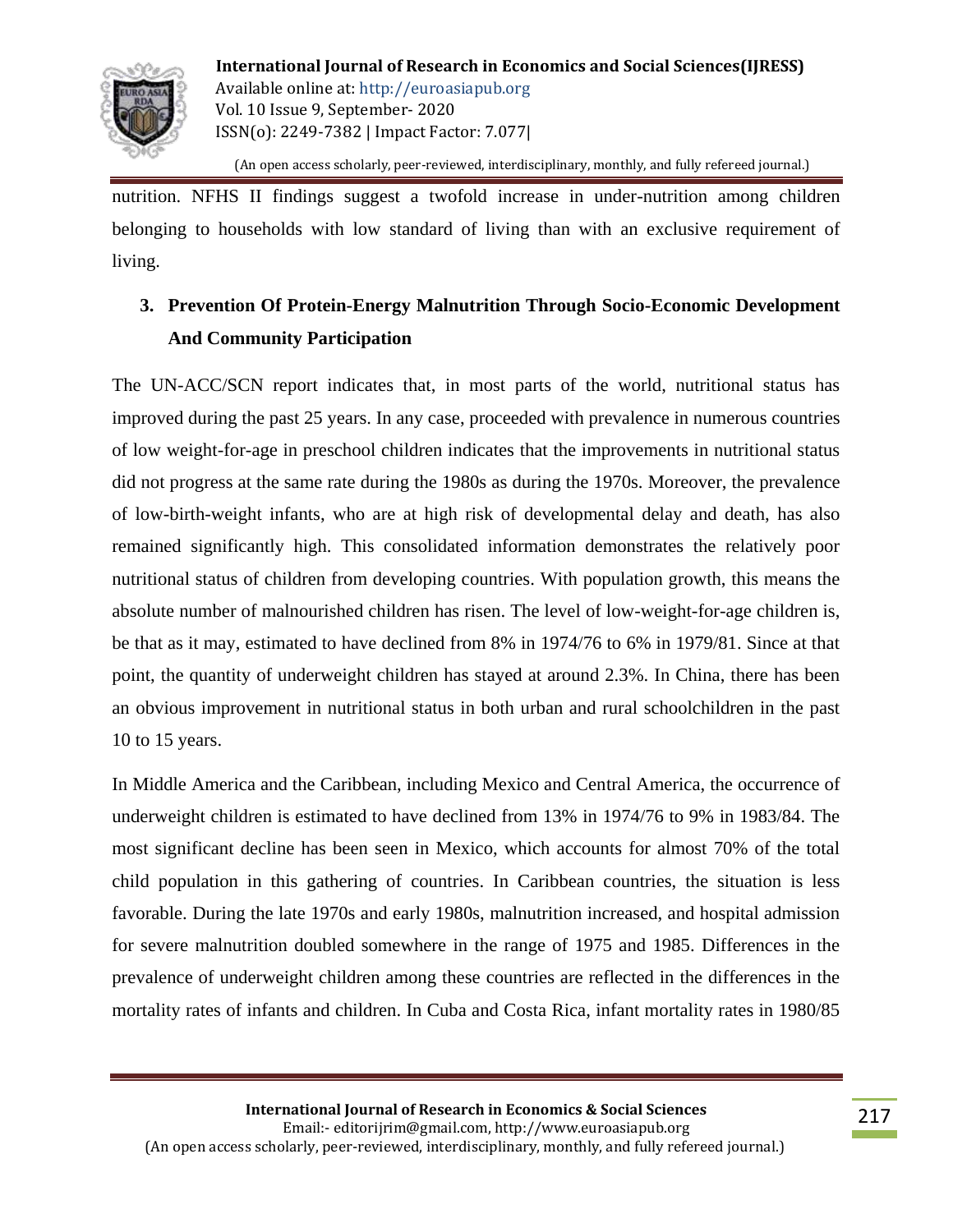nutrition. NFHS II findings suggest a twofold increase in under-nutrition among children belonging to households with low standard of living than with an exclusive requirement of living.

## 3. Prevention Of Protein-Energy Malnutrition Through Socio-Economic Development And Community Participation

The UN-ACC/SCN report indicates that, in most parts of the world, nutritional status has improved during the past 25 years. In any case, proceeded with prevalence in numerous countries of low weight-for-age in preschool children indicates that the improvements in nutritional status did not progress at the same rate during the 1980s as during the 1970s. Moreover, the prevalence of low-birth-weight infants, who are at high risk of developmental delay and death, has also remained significantly high. This consolidated information demonstrates the relatively poor nutritional status of children from developing countries. With population growth, this means the absolute number of malnourished children has risen. The level of low-weight-for-age children is, be that as it may, estimated to have declined from 8% in 1974/76 to 6% in 1979/81. Since at that point, the quantity of underweight children has stayed at around 2.3%. In China, there has been an obvious improvement in nutritional status in both urban and rural schoolchildren in the past 10 to 15 years.

In Middle America and the Caribbean, including Mexico and Central America, the occurrence of underweight children is estimated to have declined from 13% in 1974/76 to 9% in 1983/84. The most significant decline has been seen in Mexico, which accounts for almost 70% of the total child population in this gathering of countries. In Caribbean countries, the situation is less favorable. During the late 1970s and early 1980s, malnutrition increased, and hospital admission for severe malnutrition doubled somewhere in the range of 1975 and 1985. Differences in the prevalence of underweight children among these countries are reflected in the differences in the mortality rates of infants and children. In Cuba and Costa Rica, infant mortality rates in 1980/85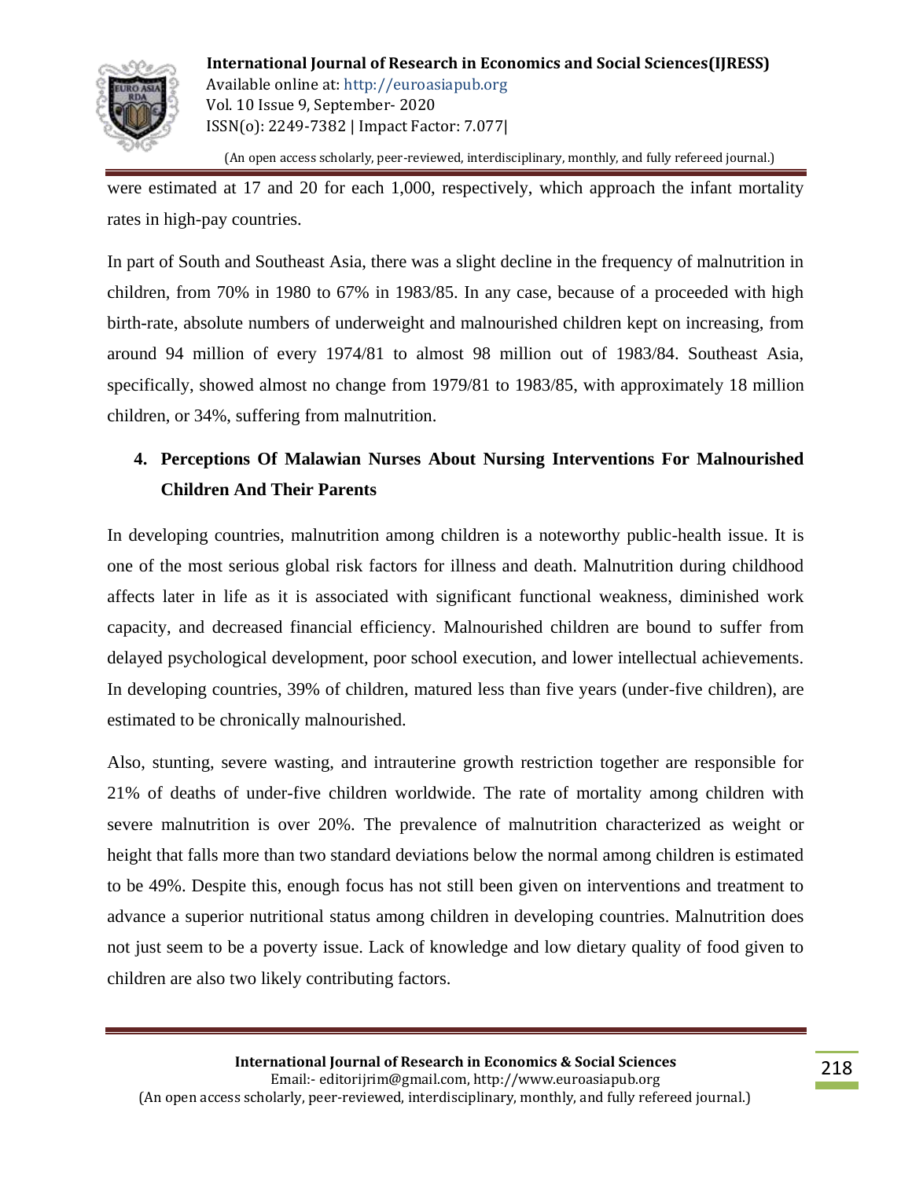were estimated at 17 and 20 for each 1,000, respectively, which approach the infant mortality rates in high-pay countries.

In part of South and Southeast Asia, there was a slight decline in the frequency of malnutrition in children, from 70% in 1980 to 67% in 1983/85. In any case, because of a proceeded with high birth-rate, absolute numbers of underweight and malnourished children kept on increasing, from around 94 million of every 1974/81 to almost 98 million out of 1983/84. Southeast Asia, specifically, showed almost no change from 1979/81 to 1983/85, with approximately 18 million children, or 34%, suffering from malnutrition.

## 4. Perceptions Of Malawian Nurses About Nursing Interventions For Malnourished Children And Their Parents

In developing countries, malnutrition among children is a noteworthy public-health issue. It is one of the most serious global risk factors for illness and death. Malnutrition during childhood affects later in life as it is associated with significant functional weakness, diminished work capacity, and decreased financial efficiency. Malnourished children are bound to suffer from delayed psychological development, poor school execution, and lower intellectual achievements. In developing countries, 39% of children, matured less than five years (under-five children), are estimated to be chronically malnourished.

Also, stunting, severe wasting, and intrauterine growth restriction together are responsible for 21% of deaths of under-five children worldwide. The rate of mortality among children with severe malnutrition is over 20%. The prevalence of malnutrition characterized as weight or height that falls more than two standard deviations below the normal among children is estimated to be 49%. Despite this, enough focus has not still been given on interventions and treatment to advance a superior nutritional status among children in developing countries. Malnutrition does not just seem to be a poverty issue. Lack of knowledge and low dietary quality of food given to children are also two likely contributing factors.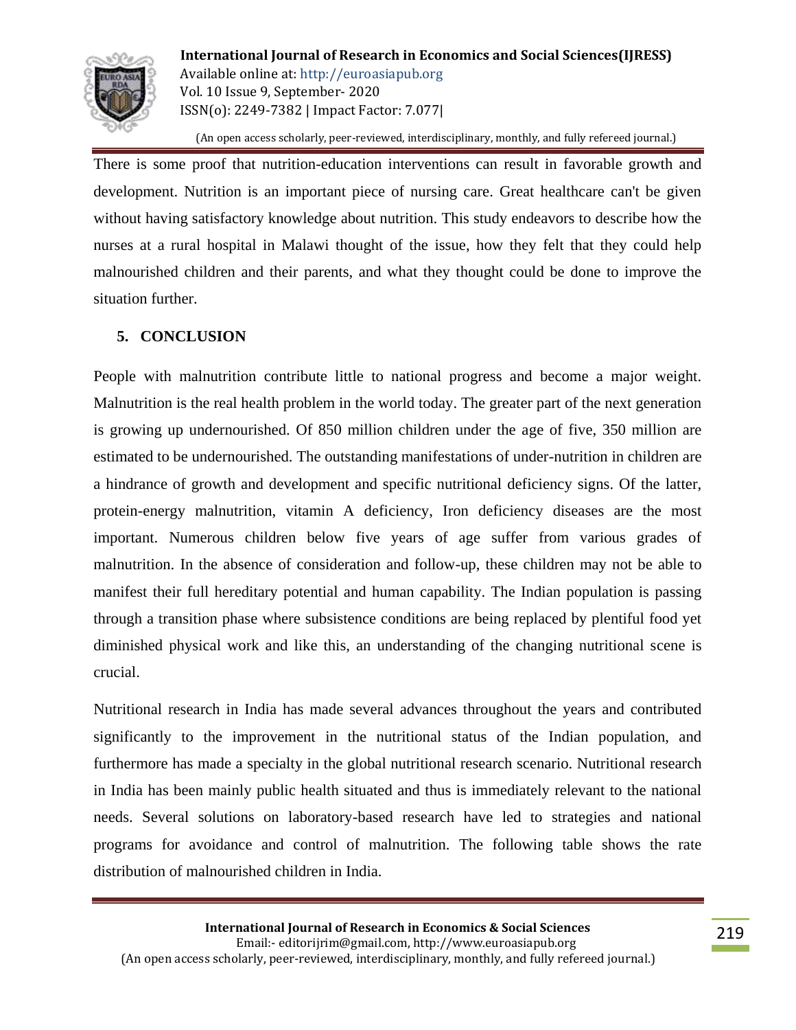There is some proof that nutrition-education interventions can result in favorable growth and development. Nutrition is an important piece of nursing care. Great healthcare can't be given without having satisfactory knowledge about nutrition. This study endeavors to describe how the nurses at a rural hospital in Malawi thought of the issue, how they felt that they could help malnourished children and their parents, and what they thought could be done to improve the situation further.

## 5. CONCLUSION

People with malnutrition contribute little to national progress and become a major weight. Malnutrition is the real health problem in the world today. The greater part of the next generation is growing up undernourished. Of 850 million children under the age of five, 350 million are estimated to be undernourished. The outstanding manifestations of under-nutrition in children are a hindrance of growth and development and specific nutritional deficiency signs. Of the latter, protein-energy malnutrition, vitamin A deficiency, Iron deficiency diseases are the most important. Numerous children below five years of age suffer from various grades of malnutrition. In the absence of consideration and follow-up, these children may not be able to manifest their full hereditary potential and human capability. The Indian population is passing through a transition phase where subsistence conditions are being replaced by plentiful food yet diminished physical work and like this, an understanding of the changing nutritional scene is crucial.

Nutritional research in India has made several advances throughout the years and contributed significantly to the improvement in the nutritional status of the Indian population, and furthermore has made a specialty in the global nutritional research scenario. Nutritional research in India has been mainly public health situated and thus is immediately relevant to the national needs. Several solutions on laboratory-based research have led to strategies and national programs for avoidance and control of malnutrition. The following table shows the rate distribution of malnourished children in India.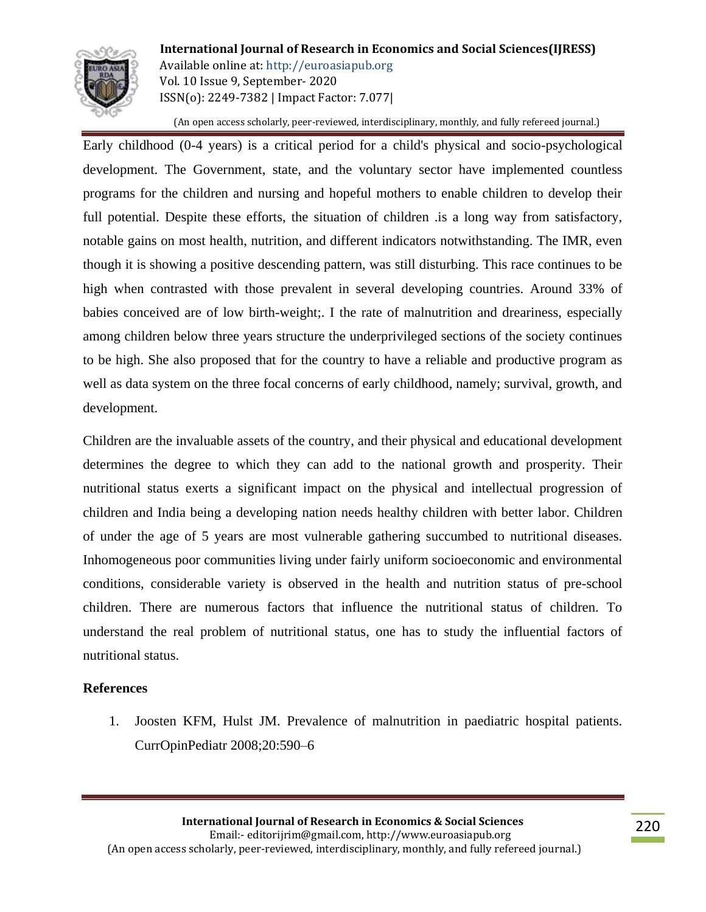Early childhood (0-4 years) is a critical period for a child's physical and socio-psychological development. The Government, state, and the voluntary sector have implemented countless programs for the children and nursing and hopeful mothers to enable children to develop their full potential. Despite these efforts, the situation of children .is a long way from satisfactory, notable gains on most health, nutrition, and different indicators notwithstanding. The IMR, even though it is showing a positive descending pattern, was still disturbing. This race continues to be high when contrasted with those prevalent in several developing countries. Around 33% of babies conceived are of low birth-weight;. I the rate of malnutrition and dreariness, especially among children below three years structure the underprivileged sections of the society continues to be high. She also proposed that for the country to have a reliable and productive program as well as data system on the three focal concerns of early childhood, namely; survival, growth, and development.

Children are the invaluable assets of the country, and their physical and educational development determines the degree to which they can add to the national growth and prosperity. Their nutritional status exerts a significant impact on the physical and intellectual progression of children and India being a developing nation needs healthy children with better labor. Children of under the age of 5 years are most vulnerable gathering succumbed to nutritional diseases. Inhomogeneous poor communities living under fairly uniform socioeconomic and environmental conditions, considerable variety is observed in the health and nutrition status of pre-school children. There are numerous factors that influence the nutritional status of children. To understand the real problem of nutritional status, one has to study the influential factors of nutritional status.

**References**

1. Joosten KFM, Hulst JM. Prevalence of malnutrition in paediatric hospital patients. CurrOpinPediatr 2008;20:590–6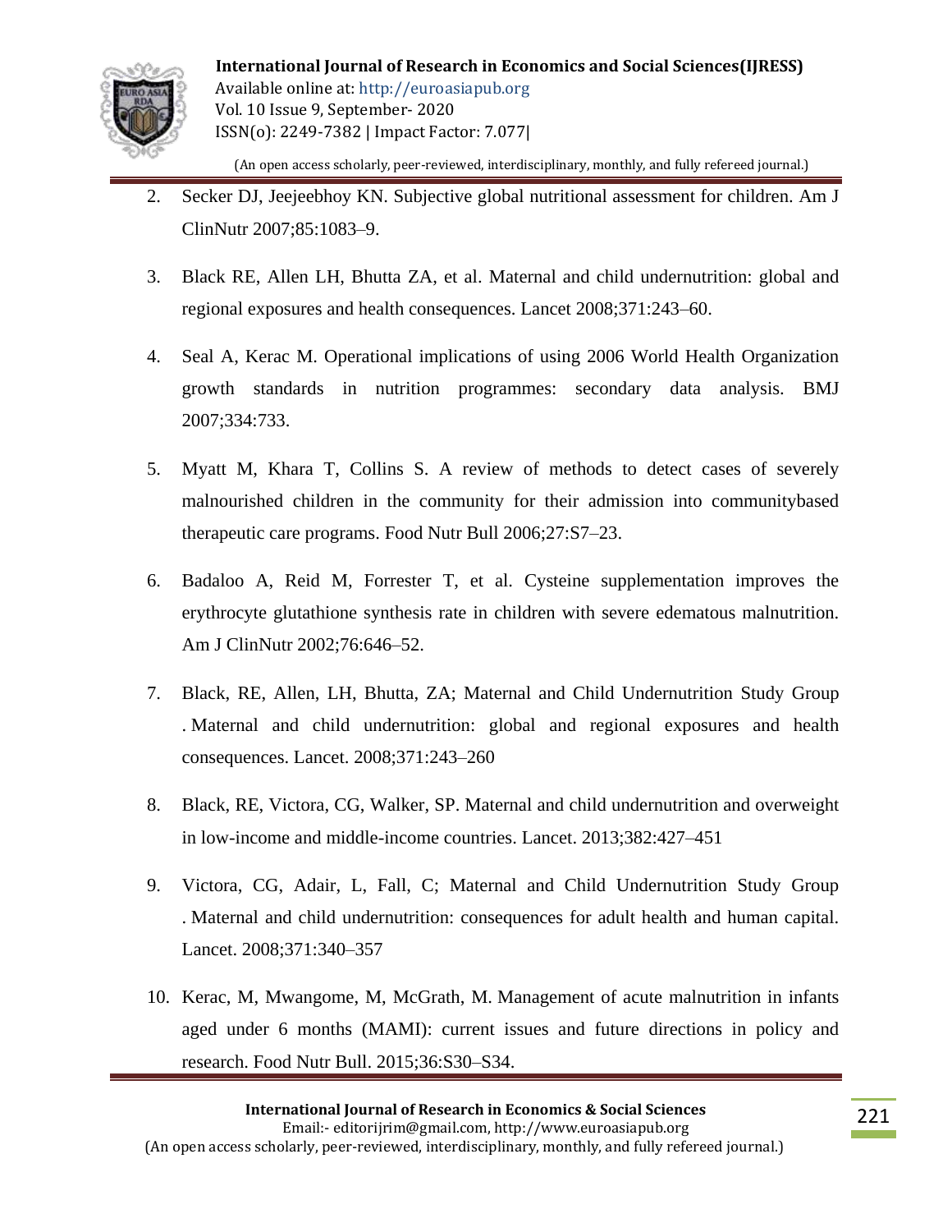2. Secker DJ, Jeejeebhoy KN. Subjective global nutritional assessment for children. Am J ClinNutr 2007;85:1083–9.
3. Black RE, Allen LH, Bhutta ZA, et al. Maternal and child undernutrition: global and regional exposures and health consequences. Lancet 2008;371:243–60.
4. Seal A, Kerac M. Operational implications of using 2006 World Health Organization growth standards in nutrition programmes: secondary data analysis. BMJ 2007;334:733.
5. Myatt M, Khara T, Collins S. A review of methods to detect cases of severely malnourished children in the community for their admission into communitybased therapeutic care programs. Food Nutr Bull 2006;27:S7–23.
6. Badaloo A, Reid M, Forrester T, et al. Cysteine supplementation improves the erythrocyte glutathione synthesis rate in children with severe edematous malnutrition. Am J ClinNutr 2002;76:646–52.
7. Black, RE, Allen, LH, Bhutta, ZA; Maternal and Child Undernutrition Study Group . Maternal and child undernutrition: global and regional exposures and health consequences. Lancet. 2008;371:243–260
8. Black, RE, Victora, CG, Walker, SP. Maternal and child undernutrition and overweight in low-income and middle-income countries. Lancet. 2013;382:427–451
9. Victora, CG, Adair, L, Fall, C; Maternal and Child Undernutrition Study Group . Maternal and child undernutrition: consequences for adult health and human capital. Lancet. 2008;371:340–357
10. Kerac, M, Mwangome, M, McGrath, M. Management of acute malnutrition in infants aged under 6 months (MAMI): current issues and future directions in policy and research. Food Nutr Bull. 2015;36:S30–S34.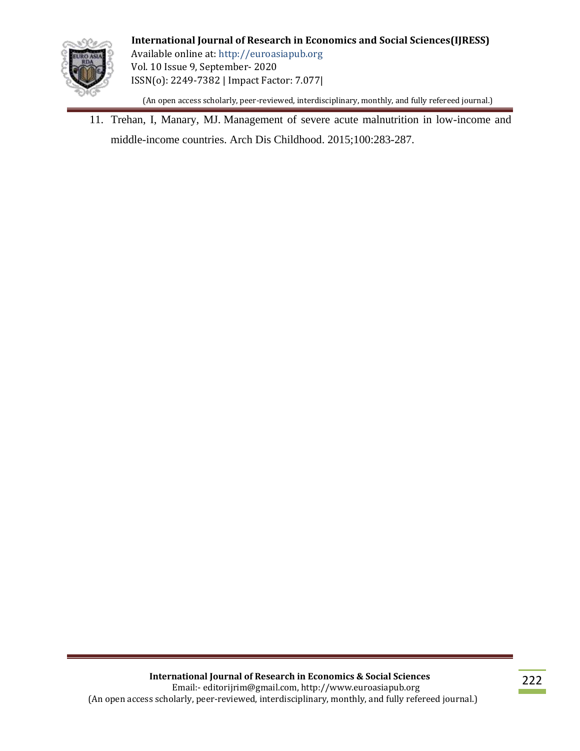11. Trehan, I, Manary, MJ. Management of severe acute malnutrition in low-income and middle-income countries. Arch Dis Childhood. 2015;100:283-287.